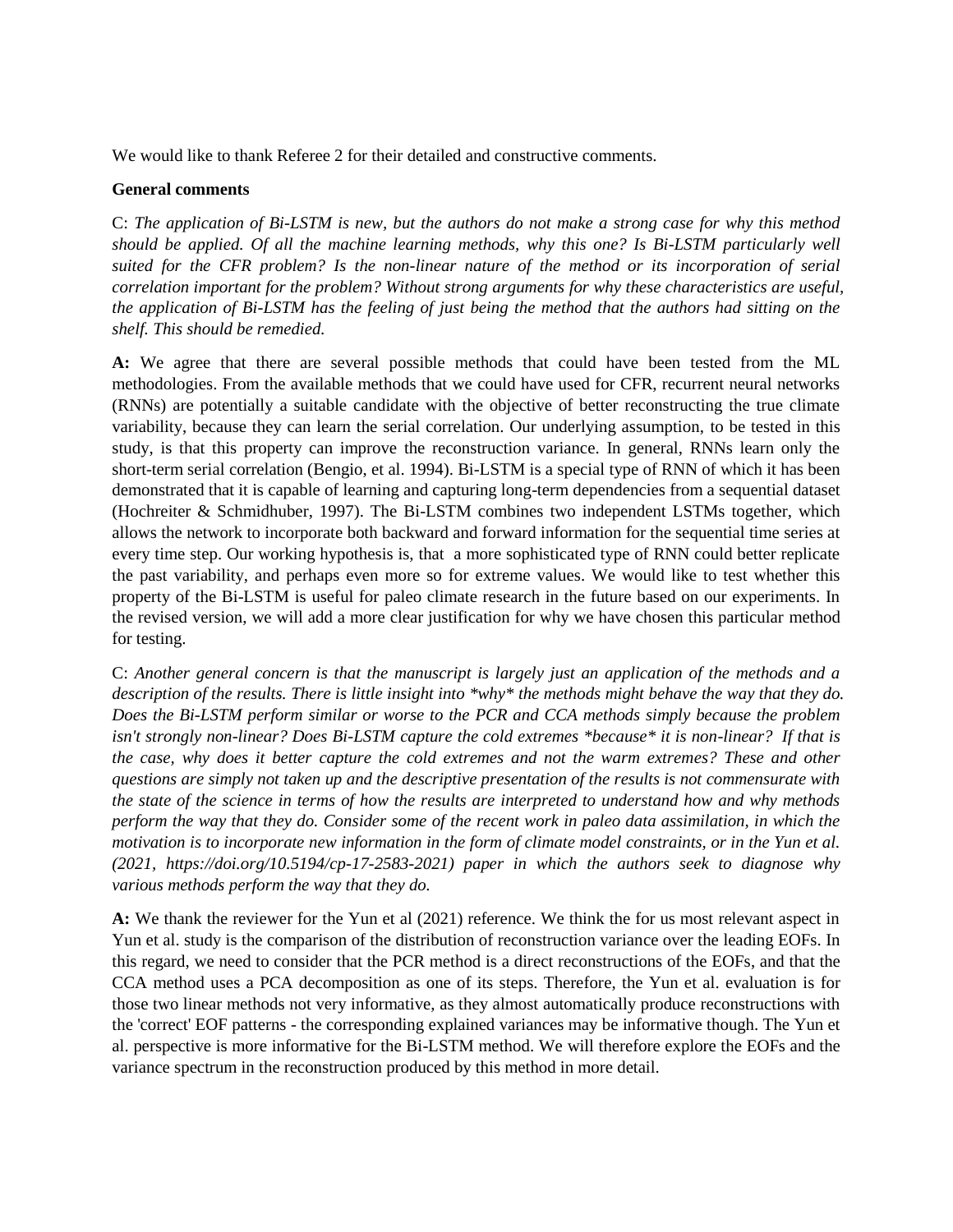We would like to thank Referee 2 for their detailed and constructive comments.

**General comments**

C: *The application of Bi-LSTM is new, but the authors do not make a strong case for why this method should be applied. Of all the machine learning methods, why this one? Is Bi-LSTM particularly well suited for the CFR problem? Is the non-linear nature of the method or its incorporation of serial correlation important for the problem? Without strong arguments for why these characteristics are useful, the application of Bi-LSTM has the feeling of just being the method that the authors had sitting on the shelf. This should be remedied.*

**A:** We agree that there are several possible methods that could have been tested from the ML methodologies. From the available methods that we could have used for CFR, recurrent neural networks (RNNs) are potentially a suitable candidate with the objective of better reconstructing the true climate variability, because they can learn the serial correlation. Our underlying assumption, to be tested in this study, is that this property can improve the reconstruction variance. In general, RNNs learn only the short-term serial correlation (Bengio, et al. 1994). Bi-LSTM is a special type of RNN of which it has been demonstrated that it is capable of learning and capturing long-term dependencies from a sequential dataset (Hochreiter & Schmidhuber, 1997). The Bi-LSTM combines two independent LSTMs together, which allows the network to incorporate both backward and forward information for the sequential time series at every time step. Our working hypothesis is, that a more sophisticated type of RNN could better replicate the past variability, and perhaps even more so for extreme values. We would like to test whether this property of the Bi-LSTM is useful for paleo climate research in the future based on our experiments. In the revised version, we will add a more clear justification for why we have chosen this particular method for testing.

C: *Another general concern is that the manuscript is largely just an application of the methods and a description of the results. There is little insight into *why* the methods might behave the way that they do. Does the Bi-LSTM perform similar or worse to the PCR and CCA methods simply because the problem isn't strongly non-linear? Does Bi-LSTM capture the cold extremes *because* it is non-linear? If that is the case, why does it better capture the cold extremes and not the warm extremes? These and other questions are simply not taken up and the descriptive presentation of the results is not commensurate with the state of the science in terms of how the results are interpreted to understand how and why methods perform the way that they do. Consider some of the recent work in paleo data assimilation, in which the motivation is to incorporate new information in the form of climate model constraints, or in the Yun et al. (2021, https://doi.org/10.5194/cp-17-2583-2021) paper in which the authors seek to diagnose why various methods perform the way that they do.*

**A:** We thank the reviewer for the Yun et al (2021) reference. We think the for us most relevant aspect in Yun et al. study is the comparison of the distribution of reconstruction variance over the leading EOFs. In this regard, we need to consider that the PCR method is a direct reconstructions of the EOFs, and that the CCA method uses a PCA decomposition as one of its steps. Therefore, the Yun et al. evaluation is for those two linear methods not very informative, as they almost automatically produce reconstructions with the 'correct' EOF patterns - the corresponding explained variances may be informative though. The Yun et al. perspective is more informative for the Bi-LSTM method. We will therefore explore the EOFs and the variance spectrum in the reconstruction produced by this method in more detail.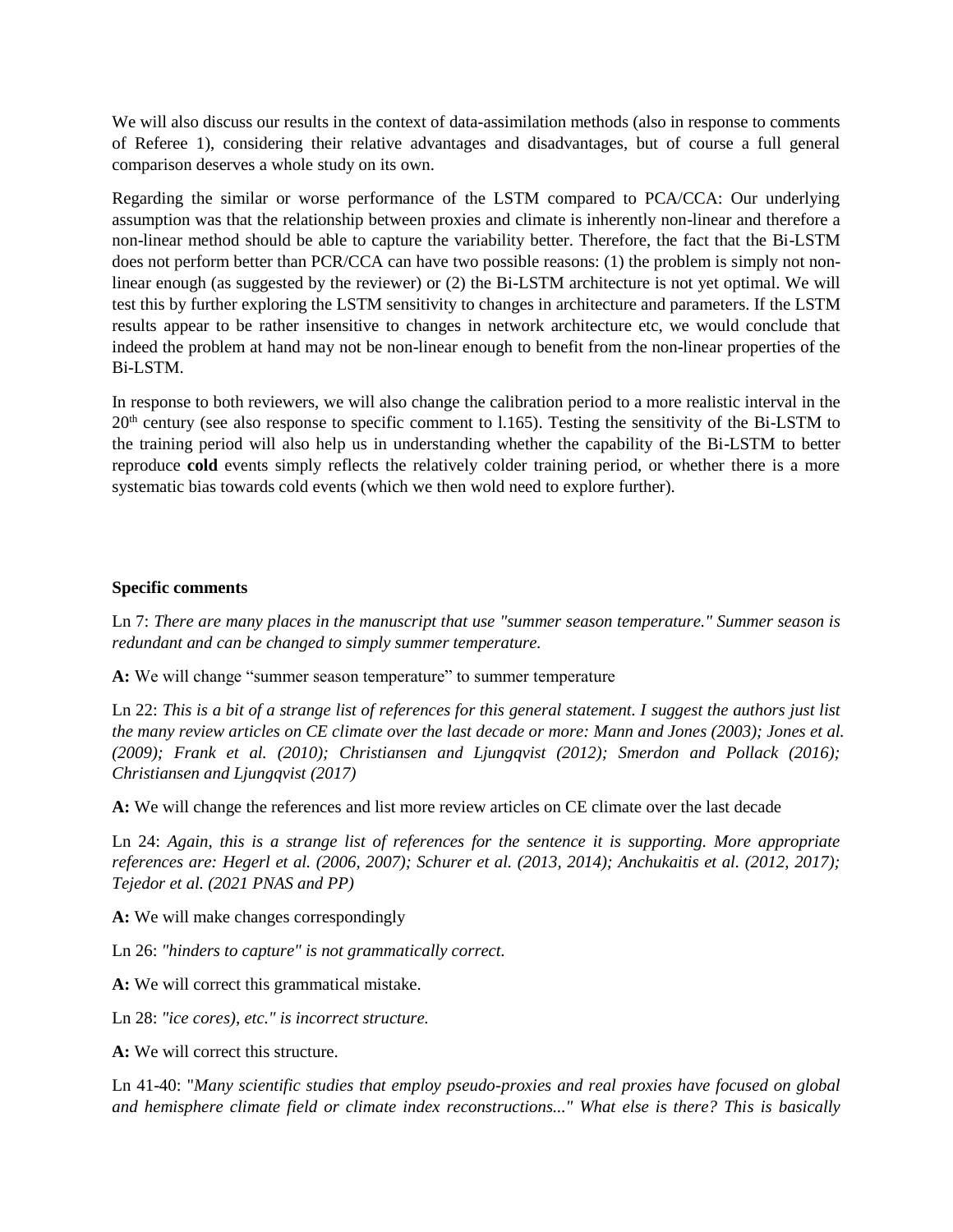We will also discuss our results in the context of data-assimilation methods (also in response to comments of Referee 1), considering their relative advantages and disadvantages, but of course a full general comparison deserves a whole study on its own.

Regarding the similar or worse performance of the LSTM compared to PCA/CCA: Our underlying assumption was that the relationship between proxies and climate is inherently non-linear and therefore a non-linear method should be able to capture the variability better. Therefore, the fact that the Bi-LSTM does not perform better than PCR/CCA can have two possible reasons: (1) the problem is simply not non-linear enough (as suggested by the reviewer) or (2) the Bi-LSTM architecture is not yet optimal. We will test this by further exploring the LSTM sensitivity to changes in architecture and parameters. If the LSTM results appear to be rather insensitive to changes in network architecture etc, we would conclude that indeed the problem at hand may not be non-linear enough to benefit from the non-linear properties of the Bi-LSTM.

In response to both reviewers, we will also change the calibration period to a more realistic interval in the 20th century (see also response to specific comment to l.165). Testing the sensitivity of the Bi-LSTM to the training period will also help us in understanding whether the capability of the Bi-LSTM to better reproduce **cold** events simply reflects the relatively colder training period, or whether there is a more systematic bias towards cold events (which we then wold need to explore further).

**Specific comments**

Ln 7: *There are many places in the manuscript that use "summer season temperature." Summer season is redundant and can be changed to simply summer temperature.*

**A:** We will change "summer season temperature" to summer temperature

Ln 22: *This is a bit of a strange list of references for this general statement. I suggest the authors just list the many review articles on CE climate over the last decade or more: Mann and Jones (2003); Jones et al. (2009); Frank et al. (2010); Christiansen and Ljungqvist (2012); Smerdon and Pollack (2016); Christiansen and Ljungqvist (2017)*

**A:** We will change the references and list more review articles on CE climate over the last decade

Ln 24: *Again, this is a strange list of references for the sentence it is supporting. More appropriate references are: Hegerl et al. (2006, 2007); Schurer et al. (2013, 2014); Anchukaitis et al. (2012, 2017); Tejedor et al. (2021 PNAS and PP)*

**A:** We will make changes correspondingly

Ln 26: *"hinders to capture" is not grammatically correct.*

**A:** We will correct this grammatical mistake.

Ln 28: *"ice cores), etc." is incorrect structure.*

**A:** We will correct this structure.

Ln 41-40: "*Many scientific studies that employ pseudo-proxies and real proxies have focused on global and hemisphere climate field or climate index reconstructions..." What else is there? This is basically*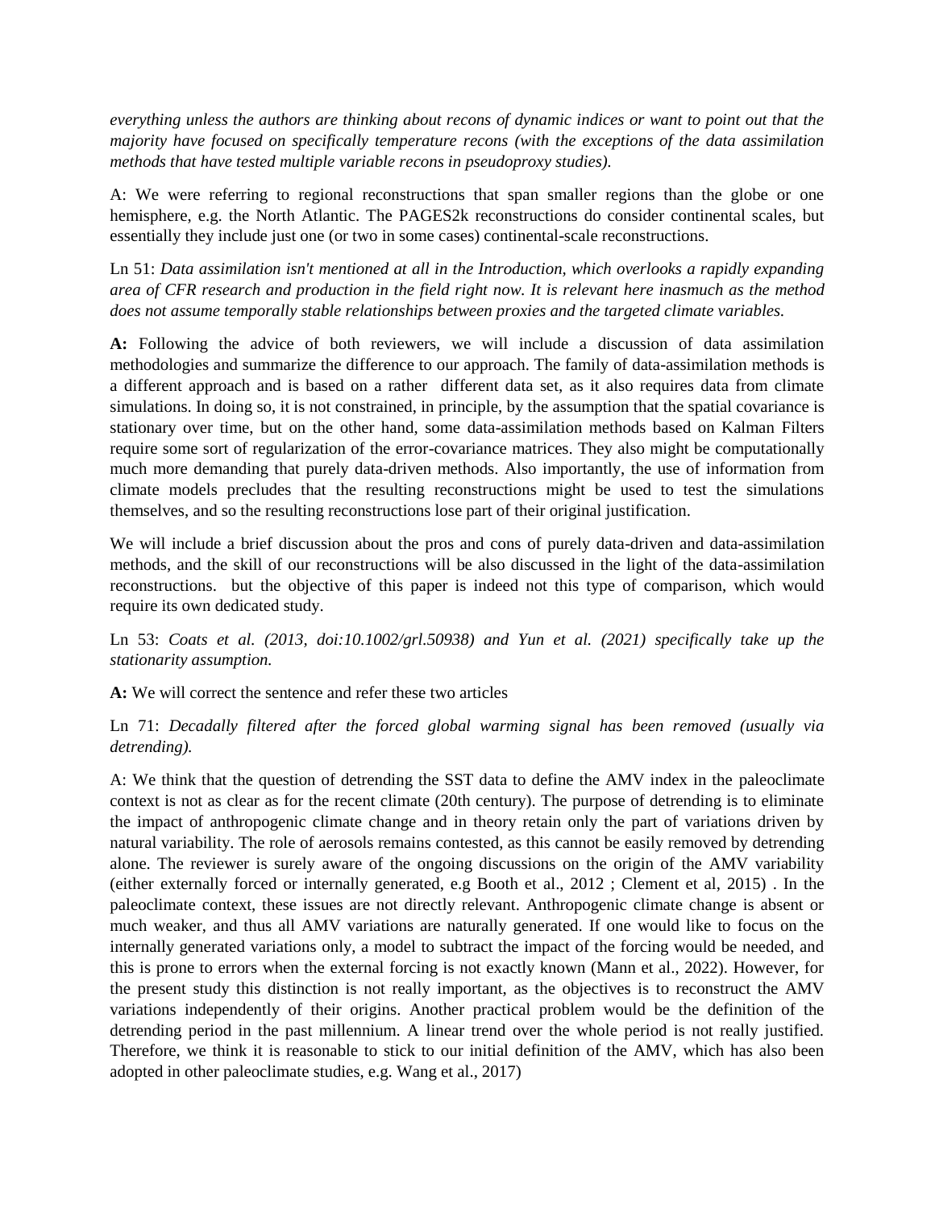*everything unless the authors are thinking about recons of dynamic indices or want to point out that the majority have focused on specifically temperature recons (with the exceptions of the data assimilation methods that have tested multiple variable recons in pseudoproxy studies).*

A: We were referring to regional reconstructions that span smaller regions than the globe or one hemisphere, e.g. the North Atlantic. The PAGES2k reconstructions do consider continental scales, but essentially they include just one (or two in some cases) continental-scale reconstructions.

Ln 51: *Data assimilation isn't mentioned at all in the Introduction, which overlooks a rapidly expanding area of CFR research and production in the field right now. It is relevant here inasmuch as the method does not assume temporally stable relationships between proxies and the targeted climate variables.*

**A:** Following the advice of both reviewers, we will include a discussion of data assimilation methodologies and summarize the difference to our approach. The family of data-assimilation methods is a different approach and is based on a rather different data set, as it also requires data from climate simulations. In doing so, it is not constrained, in principle, by the assumption that the spatial covariance is stationary over time, but on the other hand, some data-assimilation methods based on Kalman Filters require some sort of regularization of the error-covariance matrices. They also might be computationally much more demanding that purely data-driven methods. Also importantly, the use of information from climate models precludes that the resulting reconstructions might be used to test the simulations themselves, and so the resulting reconstructions lose part of their original justification.

We will include a brief discussion about the pros and cons of purely data-driven and data-assimilation methods, and the skill of our reconstructions will be also discussed in the light of the data-assimilation reconstructions. but the objective of this paper is indeed not this type of comparison, which would require its own dedicated study.

Ln 53: *Coats et al. (2013, doi:10.1002/grl.50938) and Yun et al. (2021) specifically take up the stationarity assumption.*

**A:** We will correct the sentence and refer these two articles

Ln 71: *Decadally filtered after the forced global warming signal has been removed (usually via detrending).*

A: We think that the question of detrending the SST data to define the AMV index in the paleoclimate context is not as clear as for the recent climate (20th century). The purpose of detrending is to eliminate the impact of anthropogenic climate change and in theory retain only the part of variations driven by natural variability. The role of aerosols remains contested, as this cannot be easily removed by detrending alone. The reviewer is surely aware of the ongoing discussions on the origin of the AMV variability (either externally forced or internally generated, e.g Booth et al., 2012 ; Clement et al, 2015) . In the paleoclimate context, these issues are not directly relevant. Anthropogenic climate change is absent or much weaker, and thus all AMV variations are naturally generated. If one would like to focus on the internally generated variations only, a model to subtract the impact of the forcing would be needed, and this is prone to errors when the external forcing is not exactly known (Mann et al., 2022). However, for the present study this distinction is not really important, as the objectives is to reconstruct the AMV variations independently of their origins. Another practical problem would be the definition of the detrending period in the past millennium. A linear trend over the whole period is not really justified. Therefore, we think it is reasonable to stick to our initial definition of the AMV, which has also been adopted in other paleoclimate studies, e.g. Wang et al., 2017)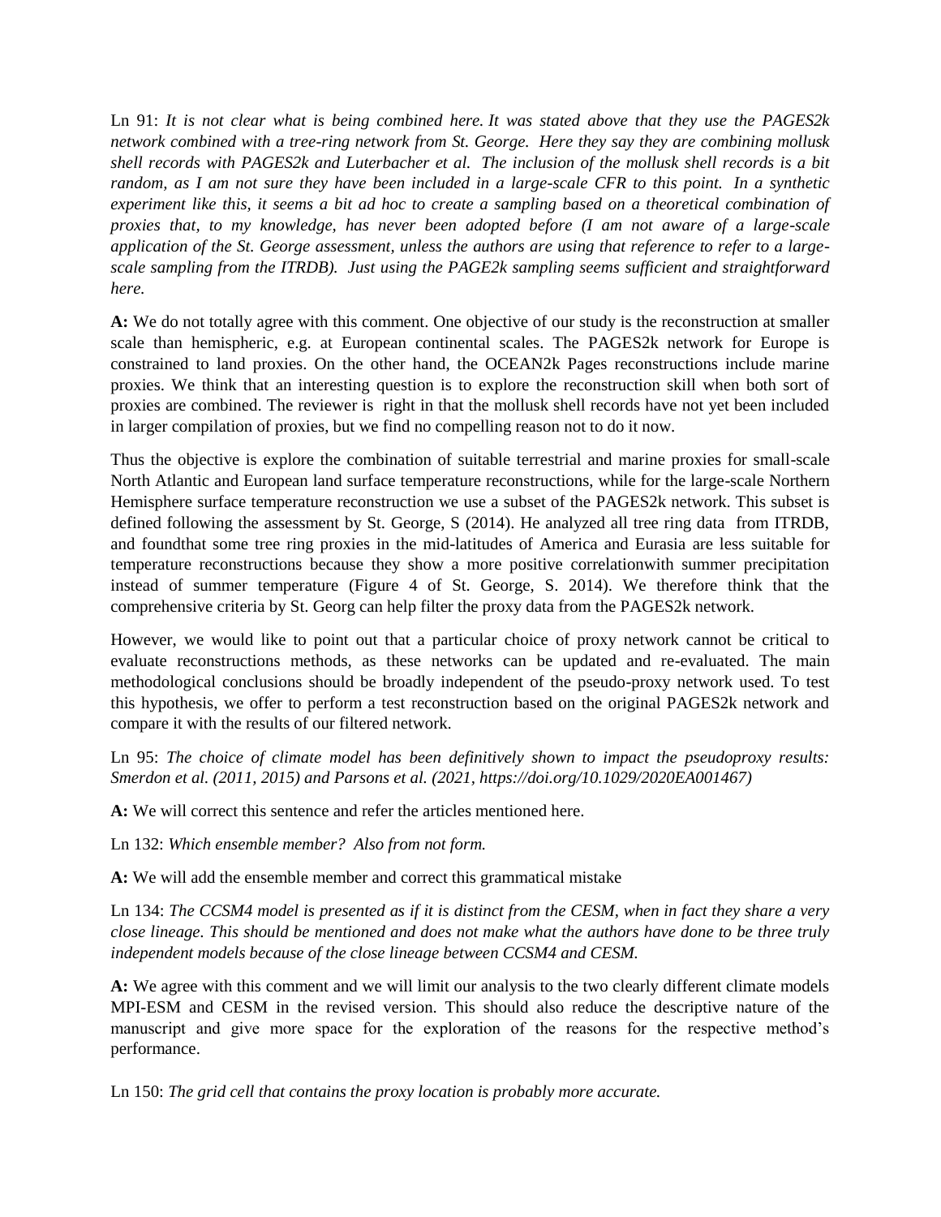Ln 91: *It is not clear what is being combined here. It was stated above that they use the PAGES2k network combined with a tree-ring network from St. George. Here they say they are combining mollusk shell records with PAGES2k and Luterbacher et al. The inclusion of the mollusk shell records is a bit random, as I am not sure they have been included in a large-scale CFR to this point. In a synthetic experiment like this, it seems a bit ad hoc to create a sampling based on a theoretical combination of proxies that, to my knowledge, has never been adopted before (I am not aware of a large-scale application of the St. George assessment, unless the authors are using that reference to refer to a large-scale sampling from the ITRDB). Just using the PAGE2k sampling seems sufficient and straightforward here.*

**A:** We do not totally agree with this comment. One objective of our study is the reconstruction at smaller scale than hemispheric, e.g. at European continental scales. The PAGES2k network for Europe is constrained to land proxies. On the other hand, the OCEAN2k Pages reconstructions include marine proxies. We think that an interesting question is to explore the reconstruction skill when both sort of proxies are combined. The reviewer is right in that the mollusk shell records have not yet been included in larger compilation of proxies, but we find no compelling reason not to do it now.

Thus the objective is explore the combination of suitable terrestrial and marine proxies for small-scale North Atlantic and European land surface temperature reconstructions, while for the large-scale Northern Hemisphere surface temperature reconstruction we use a subset of the PAGES2k network. This subset is defined following the assessment by St. George, S (2014). He analyzed all tree ring data from ITRDB, and foundthat some tree ring proxies in the mid-latitudes of America and Eurasia are less suitable for temperature reconstructions because they show a more positive correlationwith summer precipitation instead of summer temperature (Figure 4 of St. George, S. 2014). We therefore think that the comprehensive criteria by St. Georg can help filter the proxy data from the PAGES2k network.

However, we would like to point out that a particular choice of proxy network cannot be critical to evaluate reconstructions methods, as these networks can be updated and re-evaluated. The main methodological conclusions should be broadly independent of the pseudo-proxy network used. To test this hypothesis, we offer to perform a test reconstruction based on the original PAGES2k network and compare it with the results of our filtered network.

Ln 95: *The choice of climate model has been definitively shown to impact the pseudoproxy results: Smerdon et al. (2011, 2015) and Parsons et al. (2021, https://doi.org/10.1029/2020EA001467)*

**A:** We will correct this sentence and refer the articles mentioned here.

Ln 132: *Which ensemble member? Also from not form.*

**A:** We will add the ensemble member and correct this grammatical mistake

Ln 134: *The CCSM4 model is presented as if it is distinct from the CESM, when in fact they share a very close lineage. This should be mentioned and does not make what the authors have done to be three truly independent models because of the close lineage between CCSM4 and CESM.*

**A:** We agree with this comment and we will limit our analysis to the two clearly different climate models MPI-ESM and CESM in the revised version. This should also reduce the descriptive nature of the manuscript and give more space for the exploration of the reasons for the respective method's performance.

Ln 150: *The grid cell that contains the proxy location is probably more accurate.*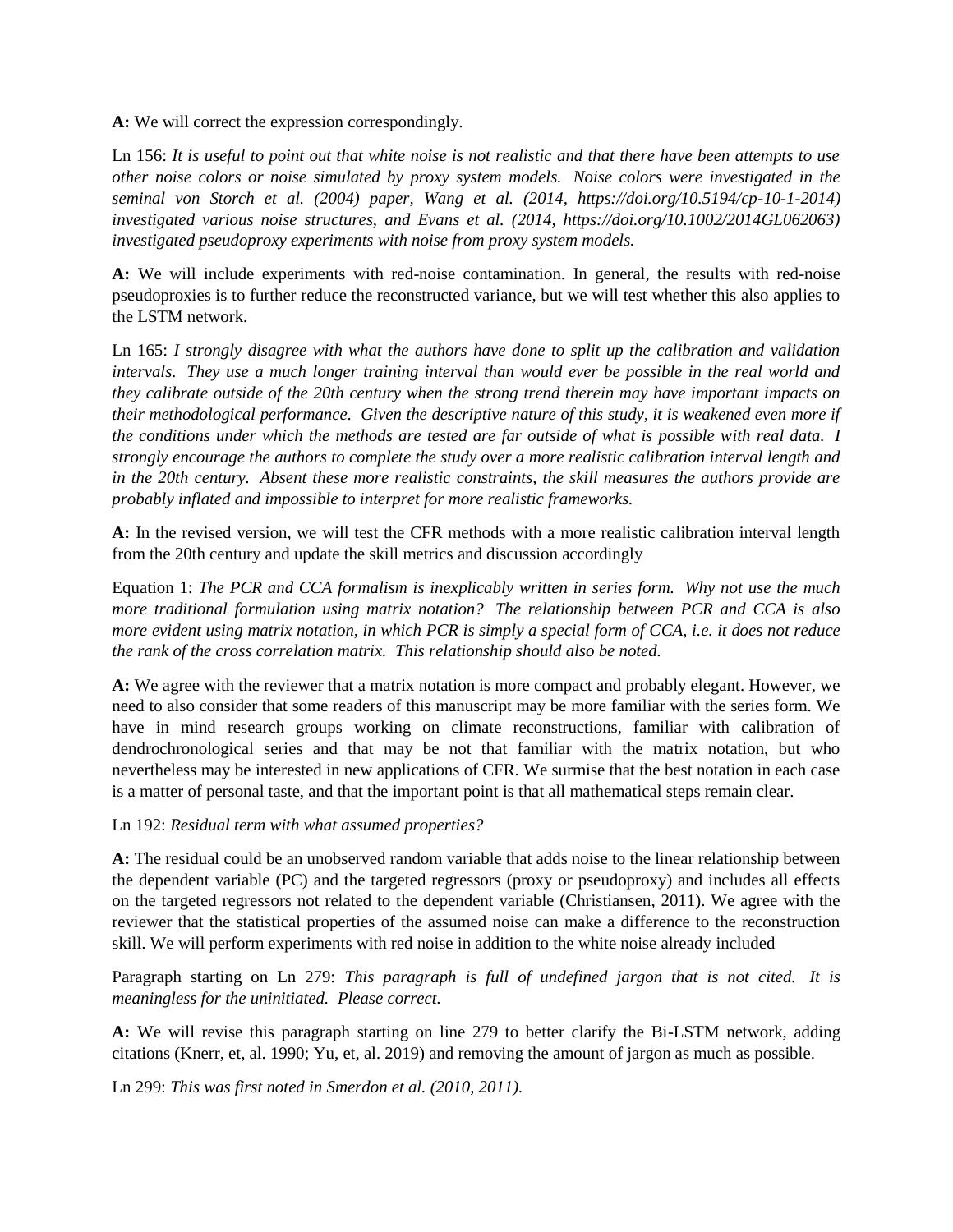**A:** We will correct the expression correspondingly.

Ln 156: *It is useful to point out that white noise is not realistic and that there have been attempts to use other noise colors or noise simulated by proxy system models. Noise colors were investigated in the seminal von Storch et al. (2004) paper, Wang et al. (2014, https://doi.org/10.5194/cp-10-1-2014) investigated various noise structures, and Evans et al. (2014, https://doi.org/10.1002/2014GL062063) investigated pseudoproxy experiments with noise from proxy system models.*

**A:** We will include experiments with red-noise contamination. In general, the results with red-noise pseudoproxies is to further reduce the reconstructed variance, but we will test whether this also applies to the LSTM network.

Ln 165: *I strongly disagree with what the authors have done to split up the calibration and validation intervals. They use a much longer training interval than would ever be possible in the real world and they calibrate outside of the 20th century when the strong trend therein may have important impacts on their methodological performance. Given the descriptive nature of this study, it is weakened even more if the conditions under which the methods are tested are far outside of what is possible with real data. I strongly encourage the authors to complete the study over a more realistic calibration interval length and in the 20th century. Absent these more realistic constraints, the skill measures the authors provide are probably inflated and impossible to interpret for more realistic frameworks.*

**A:** In the revised version, we will test the CFR methods with a more realistic calibration interval length from the 20th century and update the skill metrics and discussion accordingly

Equation 1: *The PCR and CCA formalism is inexplicably written in series form. Why not use the much more traditional formulation using matrix notation? The relationship between PCR and CCA is also more evident using matrix notation, in which PCR is simply a special form of CCA, i.e. it does not reduce the rank of the cross correlation matrix. This relationship should also be noted.*

**A:** We agree with the reviewer that a matrix notation is more compact and probably elegant. However, we need to also consider that some readers of this manuscript may be more familiar with the series form. We have in mind research groups working on climate reconstructions, familiar with calibration of dendrochronological series and that may be not that familiar with the matrix notation, but who nevertheless may be interested in new applications of CFR. We surmise that the best notation in each case is a matter of personal taste, and that the important point is that all mathematical steps remain clear.

Ln 192: *Residual term with what assumed properties?*

**A:** The residual could be an unobserved random variable that adds noise to the linear relationship between the dependent variable (PC) and the targeted regressors (proxy or pseudoproxy) and includes all effects on the targeted regressors not related to the dependent variable (Christiansen, 2011). We agree with the reviewer that the statistical properties of the assumed noise can make a difference to the reconstruction skill. We will perform experiments with red noise in addition to the white noise already included

Paragraph starting on Ln 279: *This paragraph is full of undefined jargon that is not cited. It is meaningless for the uninitiated. Please correct.*

**A:** We will revise this paragraph starting on line 279 to better clarify the Bi-LSTM network, adding citations (Knerr, et, al. 1990; Yu, et, al. 2019) and removing the amount of jargon as much as possible.

Ln 299: *This was first noted in Smerdon et al. (2010, 2011).*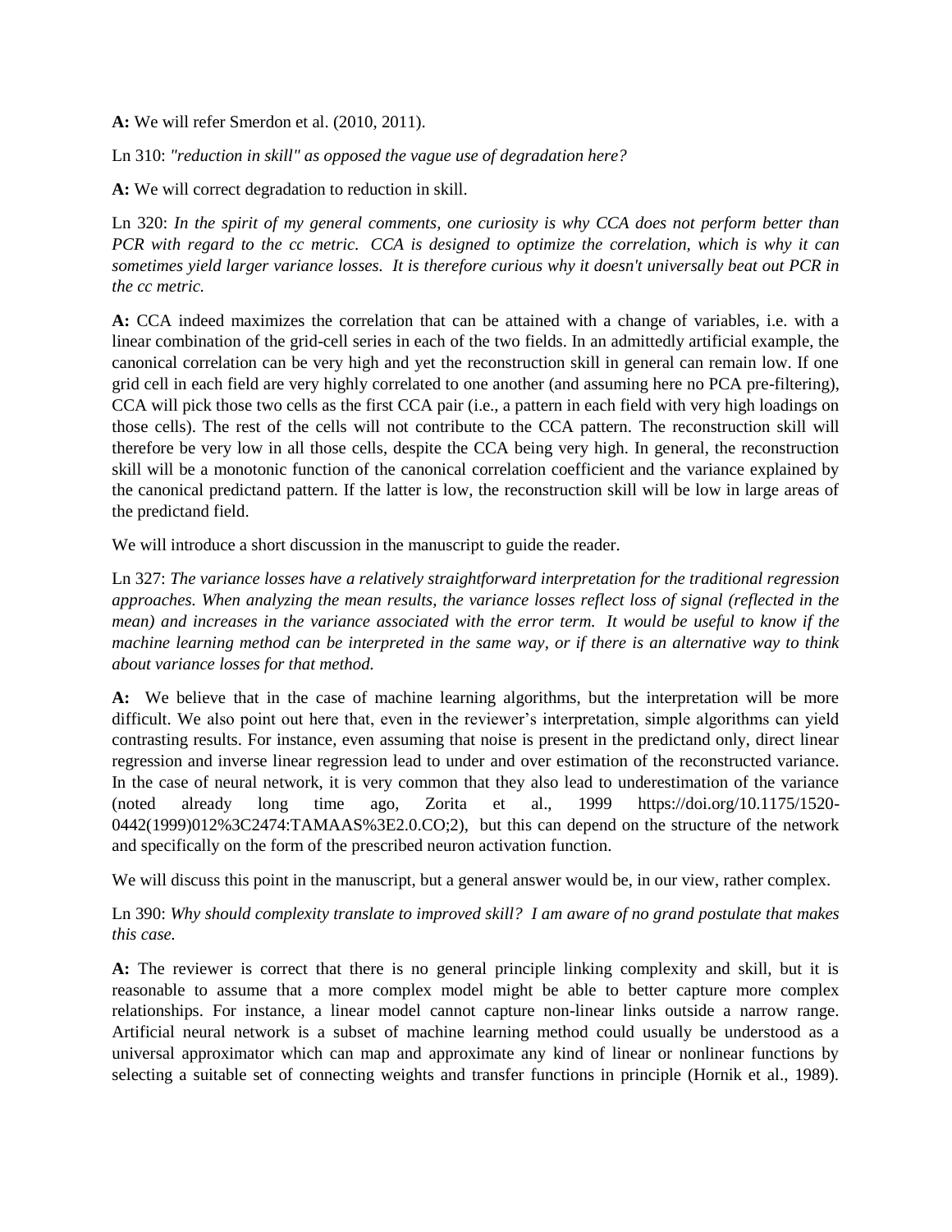**A:** We will refer Smerdon et al. (2010, 2011).

Ln 310: *"reduction in skill" as opposed the vague use of degradation here?*

**A:** We will correct degradation to reduction in skill.

Ln 320: *In the spirit of my general comments, one curiosity is why CCA does not perform better than PCR with regard to the cc metric. CCA is designed to optimize the correlation, which is why it can sometimes yield larger variance losses. It is therefore curious why it doesn't universally beat out PCR in the cc metric.*

**A:** CCA indeed maximizes the correlation that can be attained with a change of variables, i.e. with a linear combination of the grid-cell series in each of the two fields. In an admittedly artificial example, the canonical correlation can be very high and yet the reconstruction skill in general can remain low. If one grid cell in each field are very highly correlated to one another (and assuming here no PCA pre-filtering), CCA will pick those two cells as the first CCA pair (i.e., a pattern in each field with very high loadings on those cells). The rest of the cells will not contribute to the CCA pattern. The reconstruction skill will therefore be very low in all those cells, despite the CCA being very high. In general, the reconstruction skill will be a monotonic function of the canonical correlation coefficient and the variance explained by the canonical predictand pattern. If the latter is low, the reconstruction skill will be low in large areas of the predictand field.

We will introduce a short discussion in the manuscript to guide the reader.

Ln 327: *The variance losses have a relatively straightforward interpretation for the traditional regression approaches. When analyzing the mean results, the variance losses reflect loss of signal (reflected in the mean) and increases in the variance associated with the error term. It would be useful to know if the machine learning method can be interpreted in the same way, or if there is an alternative way to think about variance losses for that method.*

**A:** We believe that in the case of machine learning algorithms, but the interpretation will be more difficult. We also point out here that, even in the reviewer's interpretation, simple algorithms can yield contrasting results. For instance, even assuming that noise is present in the predictand only, direct linear regression and inverse linear regression lead to under and over estimation of the reconstructed variance. In the case of neural network, it is very common that they also lead to underestimation of the variance (noted already long time ago, Zorita et al., 1999 https://doi.org/10.1175/1520-0442(1999)012%3C2474:TAMAAS%3E2.0.CO;2), but this can depend on the structure of the network and specifically on the form of the prescribed neuron activation function.

We will discuss this point in the manuscript, but a general answer would be, in our view, rather complex.

Ln 390: *Why should complexity translate to improved skill? I am aware of no grand postulate that makes this case.*

**A:** The reviewer is correct that there is no general principle linking complexity and skill, but it is reasonable to assume that a more complex model might be able to better capture more complex relationships. For instance, a linear model cannot capture non-linear links outside a narrow range. Artificial neural network is a subset of machine learning method could usually be understood as a universal approximator which can map and approximate any kind of linear or nonlinear functions by selecting a suitable set of connecting weights and transfer functions in principle (Hornik et al., 1989).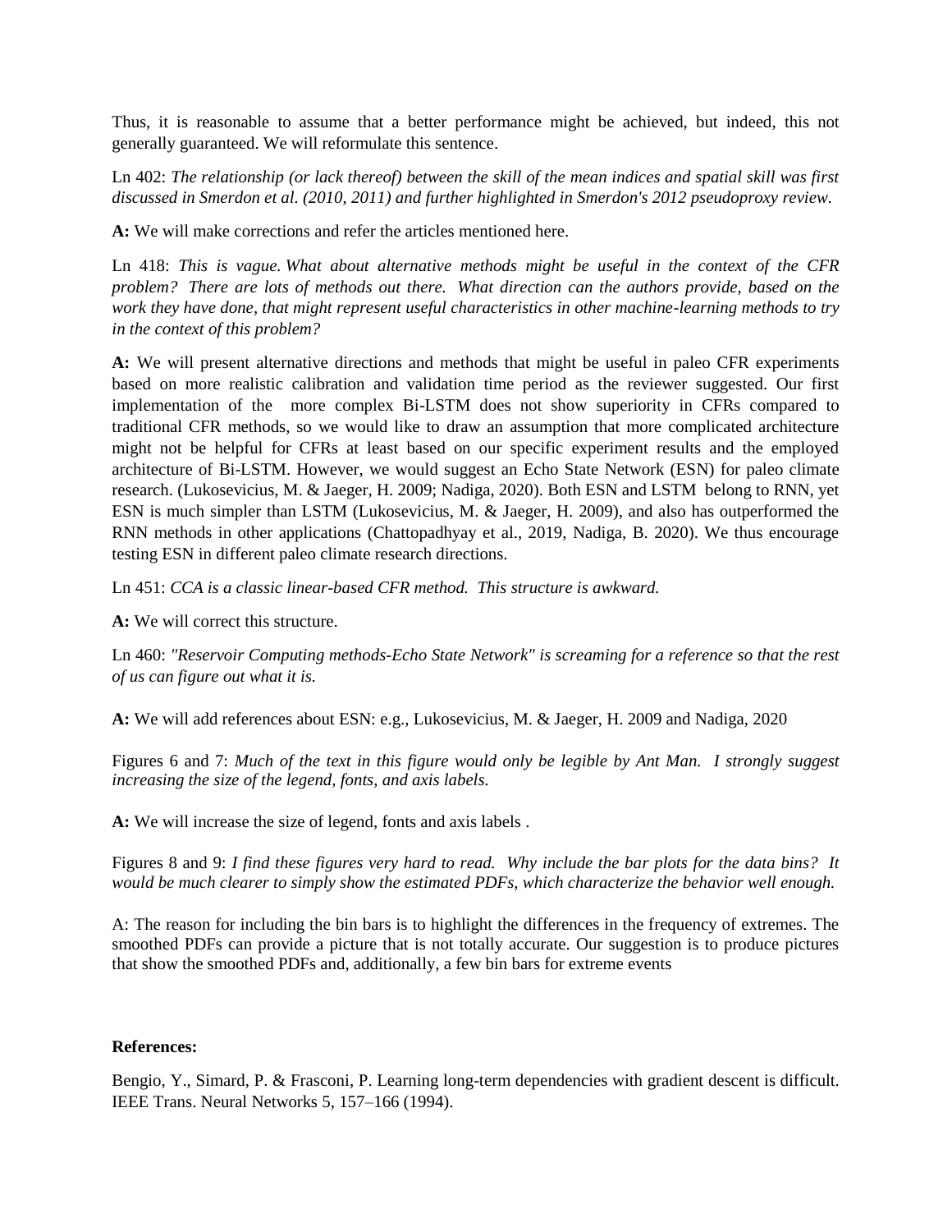Thus, it is reasonable to assume that a better performance might be achieved, but indeed, this not generally guaranteed. We will reformulate this sentence.

Ln 402: *The relationship (or lack thereof) between the skill of the mean indices and spatial skill was first discussed in Smerdon et al. (2010, 2011) and further highlighted in Smerdon's 2012 pseudoproxy review.*

**A:** We will make corrections and refer the articles mentioned here.

Ln 418: *This is vague. What about alternative methods might be useful in the context of the CFR problem? There are lots of methods out there. What direction can the authors provide, based on the work they have done, that might represent useful characteristics in other machine-learning methods to try in the context of this problem?*

**A:** We will present alternative directions and methods that might be useful in paleo CFR experiments based on more realistic calibration and validation time period as the reviewer suggested. Our first implementation of the more complex Bi-LSTM does not show superiority in CFRs compared to traditional CFR methods, so we would like to draw an assumption that more complicated architecture might not be helpful for CFRs at least based on our specific experiment results and the employed architecture of Bi-LSTM. However, we would suggest an Echo State Network (ESN) for paleo climate research. (Lukosevicius, M. & Jaeger, H. 2009; Nadiga, 2020). Both ESN and LSTM belong to RNN, yet ESN is much simpler than LSTM (Lukosevicius, M. & Jaeger, H. 2009), and also has outperformed the RNN methods in other applications (Chattopadhyay et al., 2019, Nadiga, B. 2020). We thus encourage testing ESN in different paleo climate research directions.

Ln 451: *CCA is a classic linear-based CFR method. This structure is awkward.*

**A:** We will correct this structure.

Ln 460: *"Reservoir Computing methods-Echo State Network" is screaming for a reference so that the rest of us can figure out what it is.*

**A:** We will add references about ESN: e.g., Lukosevicius, M. & Jaeger, H. 2009 and Nadiga, 2020

Figures 6 and 7: *Much of the text in this figure would only be legible by Ant Man. I strongly suggest increasing the size of the legend, fonts, and axis labels.*

**A:** We will increase the size of legend, fonts and axis labels .

Figures 8 and 9: *I find these figures very hard to read. Why include the bar plots for the data bins? It would be much clearer to simply show the estimated PDFs, which characterize the behavior well enough.*

A: The reason for including the bin bars is to highlight the differences in the frequency of extremes. The smoothed PDFs can provide a picture that is not totally accurate. Our suggestion is to produce pictures that show the smoothed PDFs and, additionally, a few bin bars for extreme events

**References:**

Bengio, Y., Simard, P. & Frasconi, P. Learning long-term dependencies with gradient descent is difficult. IEEE Trans. Neural Networks 5, 157–166 (1994).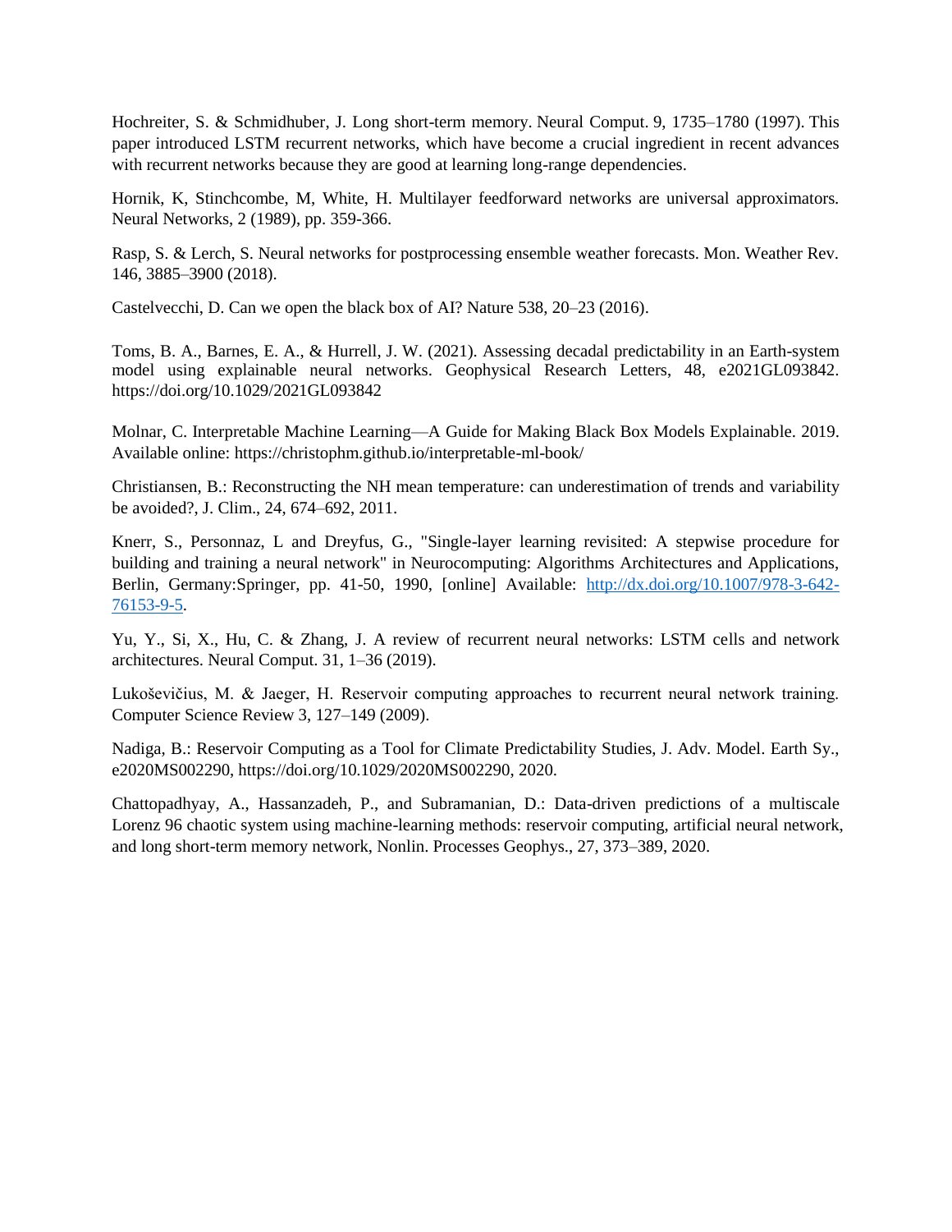Hochreiter, S. & Schmidhuber, J. Long short-term memory. Neural Comput. 9, 1735–1780 (1997). This paper introduced LSTM recurrent networks, which have become a crucial ingredient in recent advances with recurrent networks because they are good at learning long-range dependencies.

Hornik, K, Stinchcombe, M, White, H. Multilayer feedforward networks are universal approximators. Neural Networks, 2 (1989), pp. 359-366.

Rasp, S. & Lerch, S. Neural networks for postprocessing ensemble weather forecasts. Mon. Weather Rev. 146, 3885–3900 (2018).

Castelvecchi, D. Can we open the black box of AI? Nature 538, 20–23 (2016).

Toms, B. A., Barnes, E. A., & Hurrell, J. W. (2021). Assessing decadal predictability in an Earth-system model using explainable neural networks. Geophysical Research Letters, 48, e2021GL093842. https://doi.org/10.1029/2021GL093842

Molnar, C. Interpretable Machine Learning—A Guide for Making Black Box Models Explainable. 2019. Available online: https://christophm.github.io/interpretable-ml-book/

Christiansen, B.: Reconstructing the NH mean temperature: can underestimation of trends and variability be avoided?, J. Clim., 24, 674–692, 2011.

Knerr, S., Personnaz, L and Dreyfus, G., "Single-layer learning revisited: A stepwise procedure for building and training a neural network" in Neurocomputing: Algorithms Architectures and Applications, Berlin, Germany:Springer, pp. 41-50, 1990, [online] Available: http://dx.doi.org/10.1007/978-3-642-76153-9-5.

Yu, Y., Si, X., Hu, C. & Zhang, J. A review of recurrent neural networks: LSTM cells and network architectures. Neural Comput. 31, 1–36 (2019).

Lukoševičius, M. & Jaeger, H. Reservoir computing approaches to recurrent neural network training. Computer Science Review 3, 127–149 (2009).

Nadiga, B.: Reservoir Computing as a Tool for Climate Predictability Studies, J. Adv. Model. Earth Sy., e2020MS002290, https://doi.org/10.1029/2020MS002290, 2020.

Chattopadhyay, A., Hassanzadeh, P., and Subramanian, D.: Data-driven predictions of a multiscale Lorenz 96 chaotic system using machine-learning methods: reservoir computing, artificial neural network, and long short-term memory network, Nonlin. Processes Geophys., 27, 373–389, 2020.